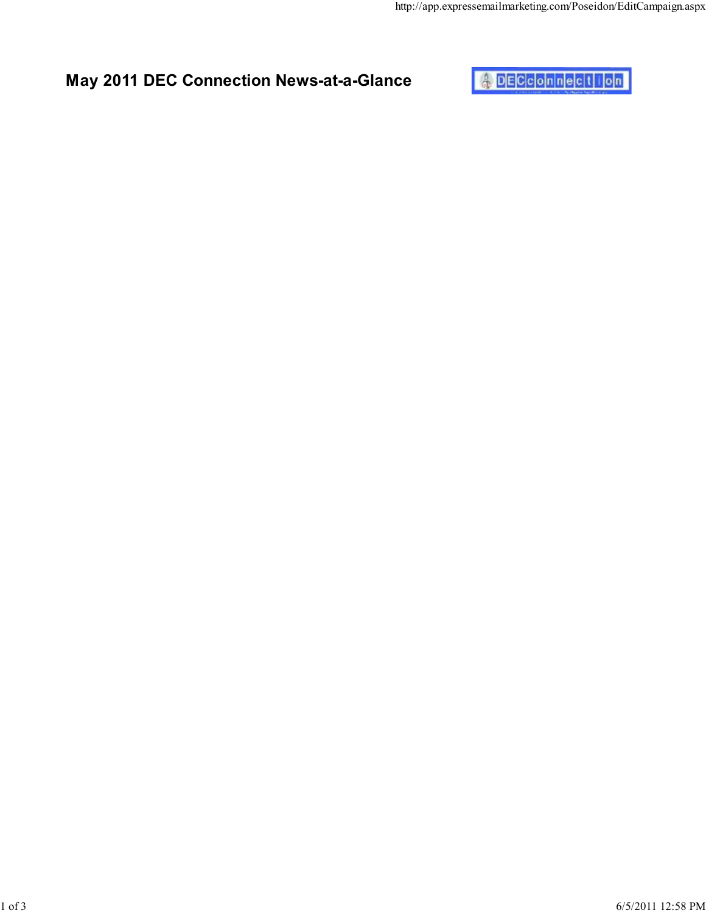# May 2011 DEC Connection News-at-a-Glance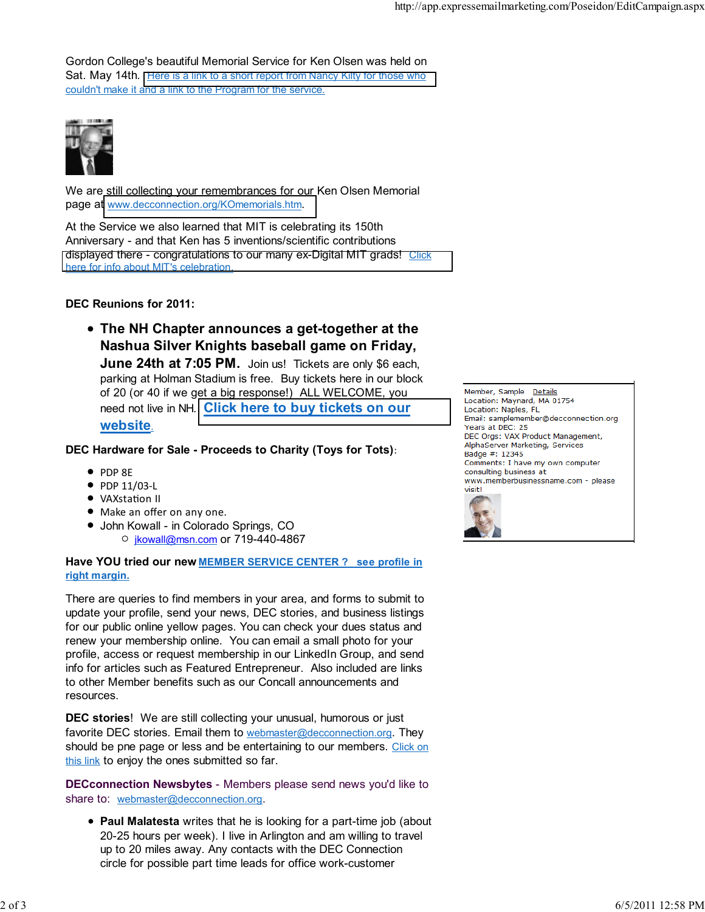Gordon College's beautiful Memorial Service for Ken Olsen was held on Sat. May 14th. Here is a link to a short report from Nancy Kilty for those who couldn't make it and a link to the Program for the service.

We are still collecting your remembrances for our Ken Olsen Memorial page at www.decconnection.org/KOmemorials.htm.

At the Service we also learned that MIT is celebrating its 150th Anniversary - and that Ken has 5 inventions/scientific contributions displayed there - congratulations to our many ex-Digital MIT grads! Click here for info about MIT's celebration.

**DEC Reunions for 2011:**

- **The NH Chapter announces a get-together at the Nashua Silver Knights baseball game on Friday, June 24th at 7:05 PM.** Join us! Tickets are only $6 each, parking at Holman Stadium is free. Buy tickets here in our block of 20 (or 40 if we get a big response!) ALL WELCOME, you need not live in NH. **Click here to buy tickets on our website.**

**DEC Hardware for Sale - Proceeds to Charity (Toys for Tots)**:

- PDP 8E
- PDP 11/03-L
- VAXstation II
- Make an offer on any one.
- John Kowall - in Colorado Springs, CO
  - jkowall@msn.com or 719-440-4867

**Have YOU tried our new MEMBER SERVICE CENTER ? see profile in right margin.**

There are queries to find members in your area, and forms to submit to update your profile, send your news, DEC stories, and business listings for our public online yellow pages. You can check your dues status and renew your membership online. You can email a small photo for your profile, access or request membership in our LinkedIn Group, and send info for articles such as Featured Entrepreneur. Also included are links to other Member benefits such as our Concall announcements and resources.

**DEC stories**! We are still collecting your unusual, humorous or just favorite DEC stories. Email them to webmaster@decconnection.org. They should be pne page or less and be entertaining to our members. Click on this link to enjoy the ones submitted so far.

**DECconnection Newsbytes** - Members please send news you'd like to share to: webmaster@decconnection.org.

- **Paul Malatesta** writes that he is looking for a part-time job (about 20-25 hours per week). I live in Arlington and am willing to travel up to 20 miles away. Any contacts with the DEC Connection circle for possible part time leads for office work-customer

Member, Sample Details
Location: Maynard, MA 01754
Location: Naples, FL
Email: samplemember@decconnection.org
Years at DEC: 25
DEC Orgs: VAX Product Management, AlphaServer Marketing, Services
Badge #: 12345
Comments: I have my own computer consulting business at www.memberbusinessname.com - please visit!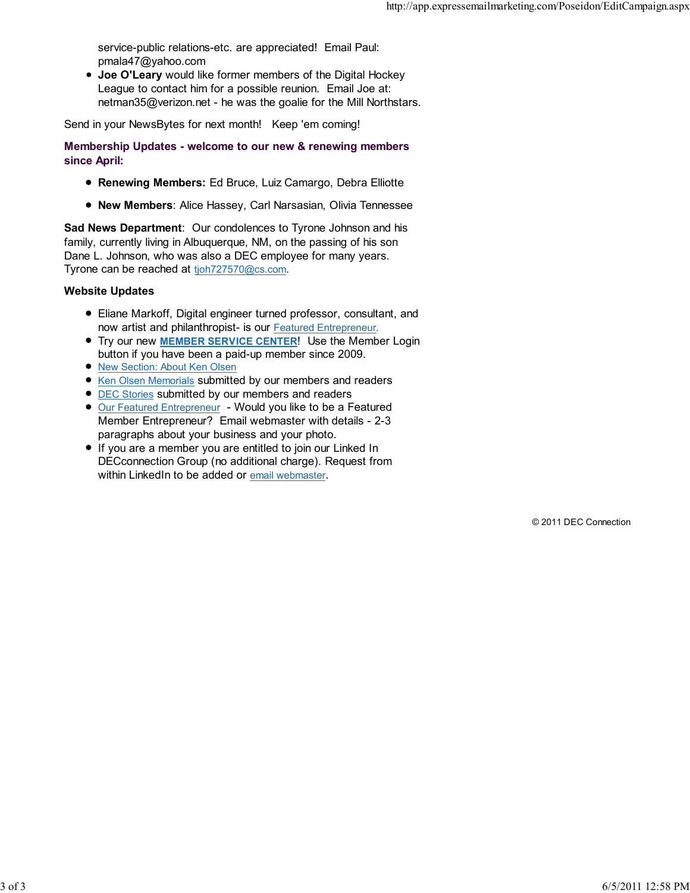service-public relations-etc. are appreciated!  Email Paul: pmala47@yahoo.com

- **Joe O'Leary** would like former members of the Digital Hockey League to contact him for a possible reunion.  Email Joe at: netman35@verizon.net - he was the goalie for the Mill Northstars.

Send in your NewsBytes for next month!   Keep 'em coming!

**Membership Updates - welcome to our new & renewing members since April:**

- **Renewing Members:** Ed Bruce, Luiz Camargo, Debra Elliotte
- **New Members**: Alice Hassey, Carl Narsasian, Olivia Tennessee

**Sad News Department**:  Our condolences to Tyrone Johnson and his family, currently living in Albuquerque, NM, on the passing of his son Dane L. Johnson, who was also a DEC employee for many years. Tyrone can be reached at tjoh727570@cs.com.

**Website Updates**

- Eliane Markoff, Digital engineer turned professor, consultant, and now artist and philanthropist- is our Featured Entrepreneur.
- Try our new **MEMBER SERVICE CENTER**!  Use the Member Login button if you have been a paid-up member since 2009.
- New Section: About Ken Olsen
- Ken Olsen Memorials submitted by our members and readers
- DEC Stories submitted by our members and readers
- Our Featured Entrepreneur  - Would you like to be a Featured Member Entrepreneur?  Email webmaster with details - 2-3 paragraphs about your business and your photo.
- If you are a member you are entitled to join our Linked In DECconnection Group (no additional charge). Request from within LinkedIn to be added or email webmaster.

© 2011 DEC Connection